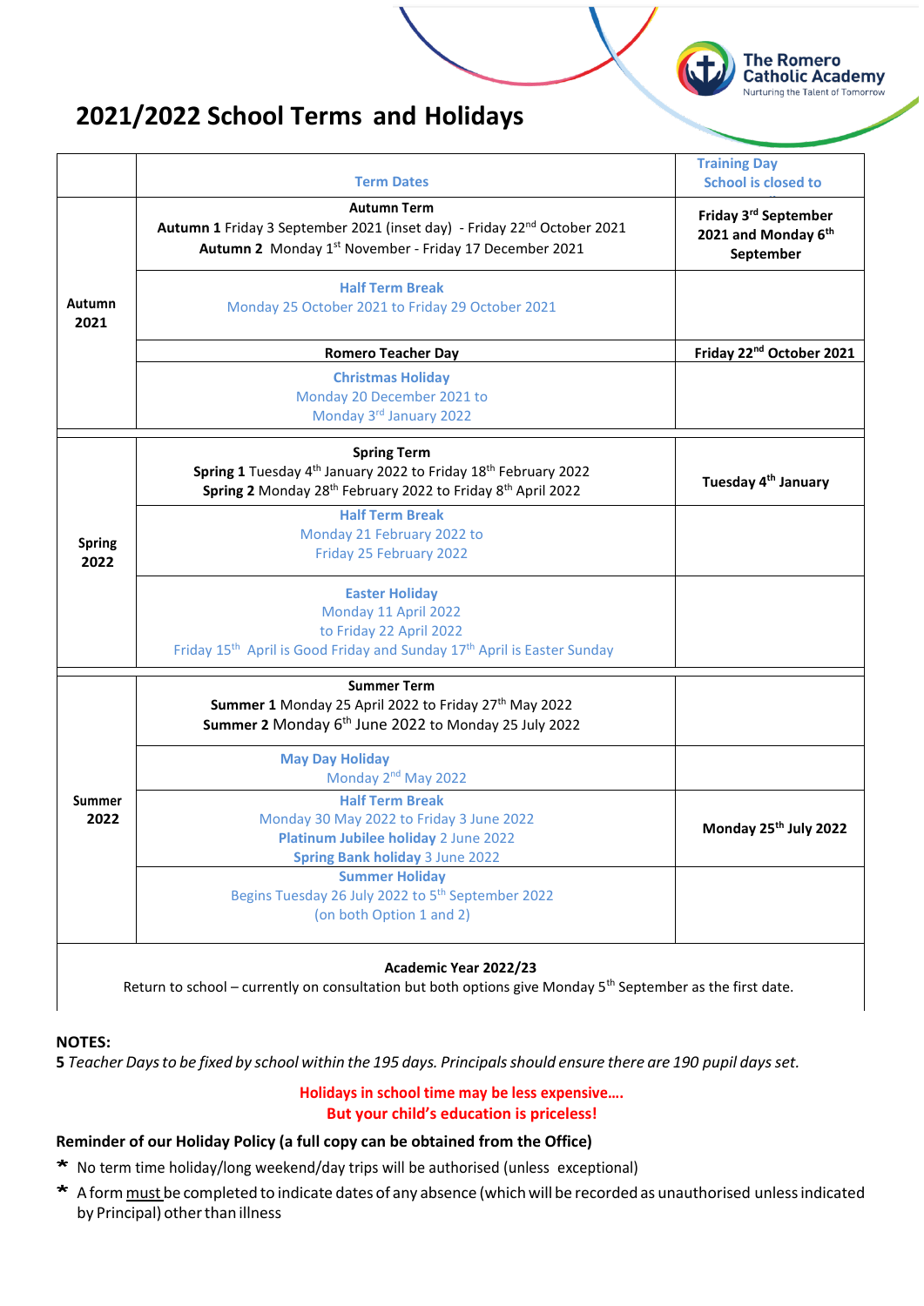The Romero Catholic Academy
Nurturing the Talent of Tomorrow

# 2021/2022 School Terms and Holidays

| | Term Dates | Training Day School is closed to |
|---|---|---|
| **Autumn 2021** | **Autumn Term**<br>**Autumn 1** Friday 3 September 2021 (inset day) - Friday 22nd October 2021<br>**Autumn 2** Monday 1st November - Friday 17 December 2021 | **Friday 3rd September 2021 and Monday 6th September** |
| | **Half Term Break**<br>Monday 25 October 2021 to Friday 29 October 2021 | |
| | **Romero Teacher Day** | **Friday 22nd October 2021** |
| | **Christmas Holiday**<br>Monday 20 December 2021 to Monday 3rd January 2022 | |
| **Spring 2022** | **Spring Term**<br>**Spring 1** Tuesday 4th January 2022 to Friday 18th February 2022<br>**Spring 2** Monday 28th February 2022 to Friday 8th April 2022 | **Tuesday 4th January** |
| | **Half Term Break**<br>Monday 21 February 2022 to Friday 25 February 2022 | |
| | **Easter Holiday**<br>Monday 11 April 2022 to Friday 22 April 2022<br>Friday 15th April is Good Friday and Sunday 17th April is Easter Sunday | |
| **Summer 2022** | **Summer Term**<br>**Summer 1** Monday 25 April 2022 to Friday 27th May 2022<br>**Summer 2** Monday 6th June 2022 to Monday 25 July 2022 | |
| | **May Day Holiday**<br>Monday 2nd May 2022 | |
| | **Half Term Break**<br>Monday 30 May 2022 to Friday 3 June 2022<br>**Platinum Jubilee holiday** 2 June 2022<br>**Spring Bank holiday** 3 June 2022 | **Monday 25th July 2022** |
| | **Summer Holiday**<br>Begins Tuesday 26 July 2022 to 5th September 2022<br>(on both Option 1 and 2) | |

**Academic Year 2022/23**

Return to school – currently on consultation but both options give Monday 5th September as the first date.

**NOTES:**

**5** *Teacher Days to be fixed by school within the 195 days. Principals should ensure there are 190 pupil days set.*

**Holidays in school time may be less expensive….**
**But your child's education is priceless!**

**Reminder of our Holiday Policy (a full copy can be obtained from the Office)**

* No term time holiday/long weekend/day trips will be authorised (unless exceptional)
* A form must be completed to indicate dates of any absence (which will be recorded as unauthorised unless indicated by Principal) other than illness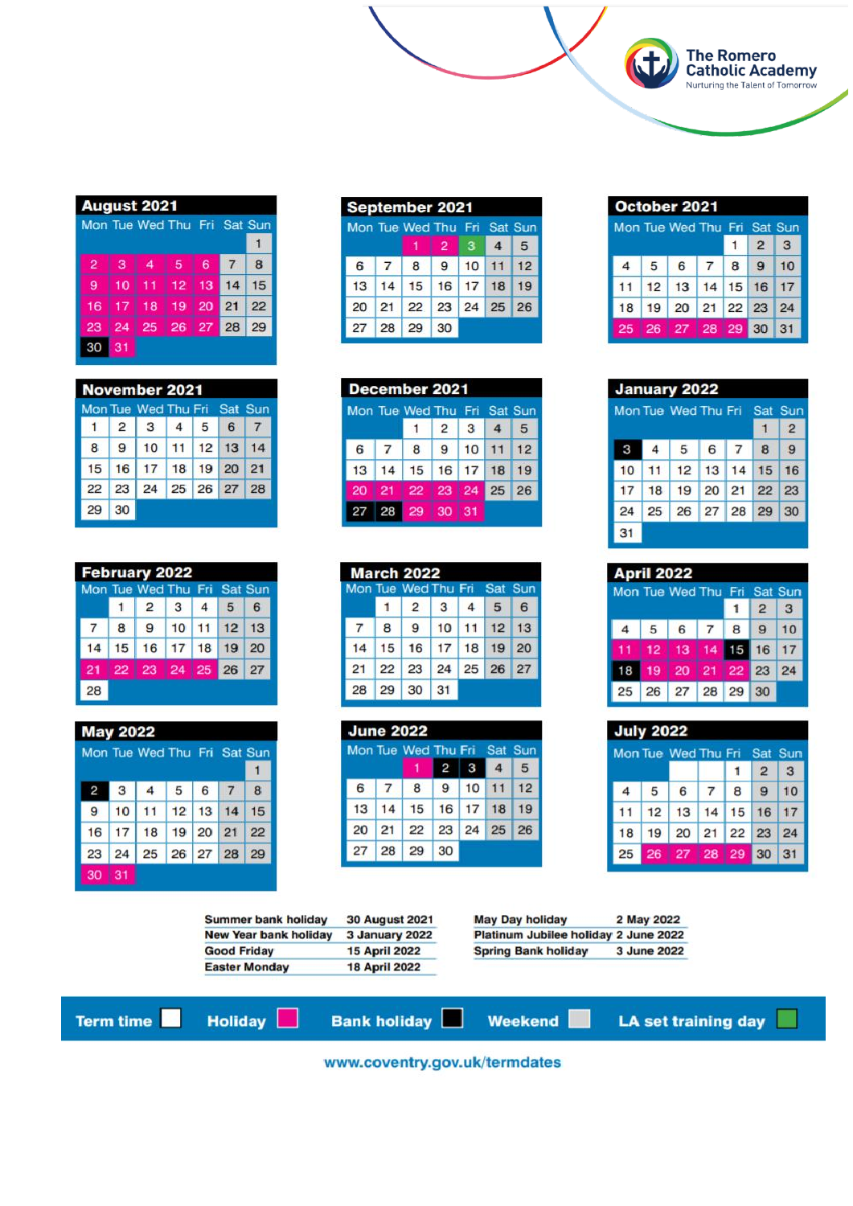The Romero Catholic Academy

Nurturing the Talent of Tomorrow

## August 2021

| Mon | Tue | Wed | Thu | Fri | Sat | Sun |
|---|---|---|---|---|---|---|
| | | | | | | 1 |
| 2 | 3 | 4 | 5 | 6 | 7 | 8 |
| 9 | 10 | 11 | 12 | 13 | 14 | 15 |
| 16 | 17 | 18 | 19 | 20 | 21 | 22 |
| 23 | 24 | 25 | 26 | 27 | 28 | 29 |
| 30 | 31 | | | | | |

## September 2021

| Mon | Tue | Wed | Thu | Fri | Sat | Sun |
|---|---|---|---|---|---|---|
| | | 1 | 2 | 3 | 4 | 5 |
| 6 | 7 | 8 | 9 | 10 | 11 | 12 |
| 13 | 14 | 15 | 16 | 17 | 18 | 19 |
| 20 | 21 | 22 | 23 | 24 | 25 | 26 |
| 27 | 28 | 29 | 30 | | | |

## October 2021

| Mon | Tue | Wed | Thu | Fri | Sat | Sun |
|---|---|---|---|---|---|---|
| | | | | 1 | 2 | 3 |
| 4 | 5 | 6 | 7 | 8 | 9 | 10 |
| 11 | 12 | 13 | 14 | 15 | 16 | 17 |
| 18 | 19 | 20 | 21 | 22 | 23 | 24 |
| 25 | 26 | 27 | 28 | 29 | 30 | 31 |

## November 2021

| Mon | Tue | Wed | Thu | Fri | Sat | Sun |
|---|---|---|---|---|---|---|
| 1 | 2 | 3 | 4 | 5 | 6 | 7 |
| 8 | 9 | 10 | 11 | 12 | 13 | 14 |
| 15 | 16 | 17 | 18 | 19 | 20 | 21 |
| 22 | 23 | 24 | 25 | 26 | 27 | 28 |
| 29 | 30 | | | | | |

## December 2021

| Mon | Tue | Wed | Thu | Fri | Sat | Sun |
|---|---|---|---|---|---|---|
| | | 1 | 2 | 3 | 4 | 5 |
| 6 | 7 | 8 | 9 | 10 | 11 | 12 |
| 13 | 14 | 15 | 16 | 17 | 18 | 19 |
| 20 | 21 | 22 | 23 | 24 | 25 | 26 |
| 27 | 28 | 29 | 30 | 31 | | |

## January 2022

| Mon | Tue | Wed | Thu | Fri | Sat | Sun |
|---|---|---|---|---|---|---|
| | | | | | 1 | 2 |
| 3 | 4 | 5 | 6 | 7 | 8 | 9 |
| 10 | 11 | 12 | 13 | 14 | 15 | 16 |
| 17 | 18 | 19 | 20 | 21 | 22 | 23 |
| 24 | 25 | 26 | 27 | 28 | 29 | 30 |
| 31 | | | | | | |

## February 2022

| Mon | Tue | Wed | Thu | Fri | Sat | Sun |
|---|---|---|---|---|---|---|
| | 1 | 2 | 3 | 4 | 5 | 6 |
| 7 | 8 | 9 | 10 | 11 | 12 | 13 |
| 14 | 15 | 16 | 17 | 18 | 19 | 20 |
| 21 | 22 | 23 | 24 | 25 | 26 | 27 |
| 28 | | | | | | |

## March 2022

| Mon | Tue | Wed | Thu | Fri | Sat | Sun |
|---|---|---|---|---|---|---|
| | 1 | 2 | 3 | 4 | 5 | 6 |
| 7 | 8 | 9 | 10 | 11 | 12 | 13 |
| 14 | 15 | 16 | 17 | 18 | 19 | 20 |
| 21 | 22 | 23 | 24 | 25 | 26 | 27 |
| 28 | 29 | 30 | 31 | | | |

## April 2022

| Mon | Tue | Wed | Thu | Fri | Sat | Sun |
|---|---|---|---|---|---|---|
| | | | | 1 | 2 | 3 |
| 4 | 5 | 6 | 7 | 8 | 9 | 10 |
| 11 | 12 | 13 | 14 | 15 | 16 | 17 |
| 18 | 19 | 20 | 21 | 22 | 23 | 24 |
| 25 | 26 | 27 | 28 | 29 | 30 | |

## May 2022

| Mon | Tue | Wed | Thu | Fri | Sat | Sun |
|---|---|---|---|---|---|---|
| | | | | | | 1 |
| 2 | 3 | 4 | 5 | 6 | 7 | 8 |
| 9 | 10 | 11 | 12 | 13 | 14 | 15 |
| 16 | 17 | 18 | 19 | 20 | 21 | 22 |
| 23 | 24 | 25 | 26 | 27 | 28 | 29 |
| 30 | 31 | | | | | |

## June 2022

| Mon | Tue | Wed | Thu | Fri | Sat | Sun |
|---|---|---|---|---|---|---|
| | | 1 | 2 | 3 | 4 | 5 |
| 6 | 7 | 8 | 9 | 10 | 11 | 12 |
| 13 | 14 | 15 | 16 | 17 | 18 | 19 |
| 20 | 21 | 22 | 23 | 24 | 25 | 26 |
| 27 | 28 | 29 | 30 | | | |

## July 2022

| Mon | Tue | Wed | Thu | Fri | Sat | Sun |
|---|---|---|---|---|---|---|
| | | | | 1 | 2 | 3 |
| 4 | 5 | 6 | 7 | 8 | 9 | 10 |
| 11 | 12 | 13 | 14 | 15 | 16 | 17 |
| 18 | 19 | 20 | 21 | 22 | 23 | 24 |
| 25 | 26 | 27 | 28 | 29 | 30 | 31 |

| | |
|---|---|
| Summer bank holiday | 30 August 2021 |
| New Year bank holiday | 3 January 2022 |
| Good Friday | 15 April 2022 |
| Easter Monday | 18 April 2022 |
| May Day holiday | 2 May 2022 |
| Platinum Jubilee holiday | 2 June 2022 |
| Spring Bank holiday | 3 June 2022 |

**Term time** | **Holiday** | **Bank holiday** | **Weekend** | **LA set training day**

www.coventry.gov.uk/termdates